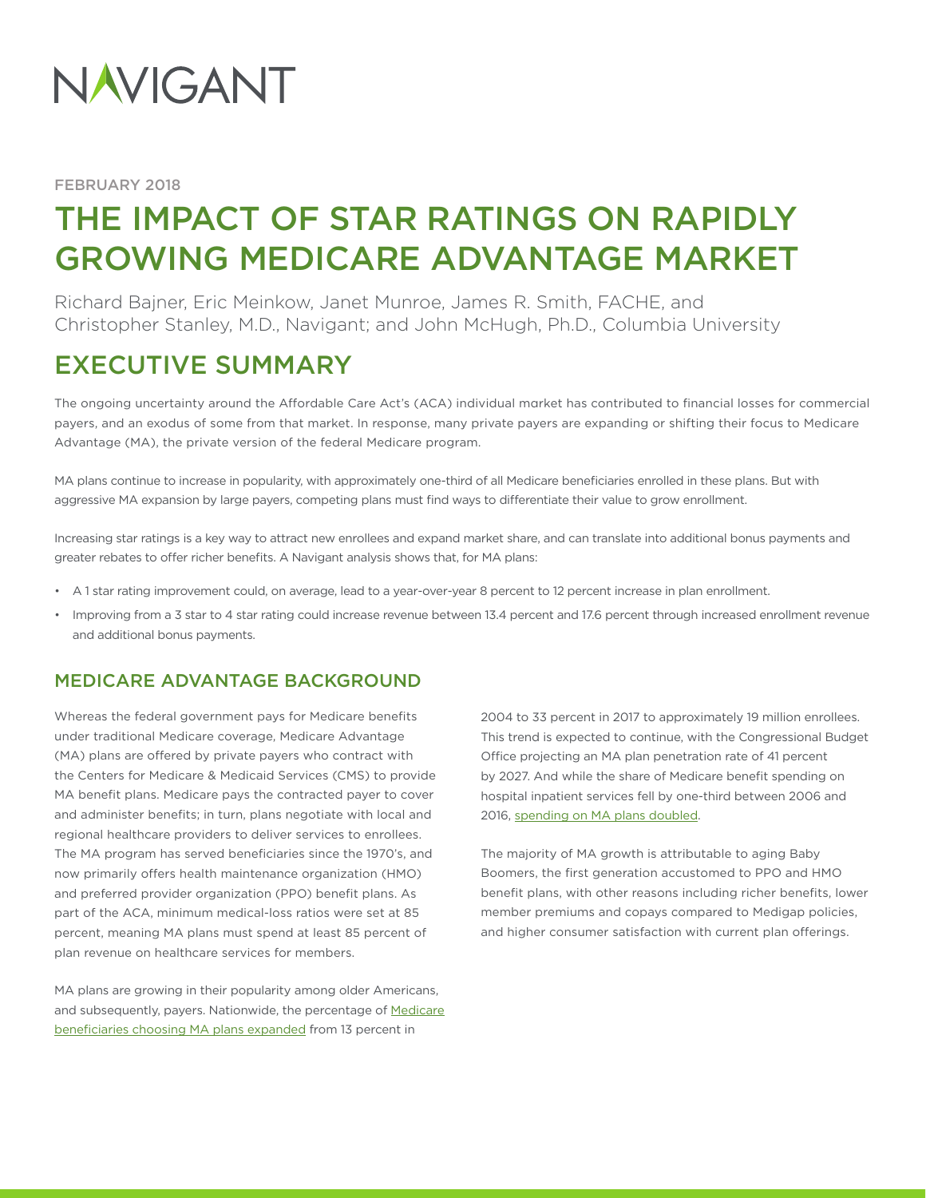# NAVIGANT

FEBRUARY 2018

# THE IMPACT OF STAR RATINGS ON RAPIDLY GROWING MEDICARE ADVANTAGE MARKET

Richard Bajner, Eric Meinkow, Janet Munroe, James R. Smith, FACHE, and Christopher Stanley, M.D., Navigant; and John McHugh, Ph.D., Columbia University

## EXECUTIVE SUMMARY

The ongoing uncertainty around the Affordable Care Act's (ACA) individual market has contributed to financial losses for commercial payers, and an exodus of some from that market. In response, many private payers are expanding or shifting their focus to Medicare Advantage (MA), the private version of the federal Medicare program.

MA plans continue to increase in popularity, with approximately one-third of all Medicare beneficiaries enrolled in these plans. But with aggressive MA expansion by large payers, competing plans must find ways to differentiate their value to grow enrollment.

Increasing star ratings is a key way to attract new enrollees and expand market share, and can translate into additional bonus payments and greater rebates to offer richer benefits. A Navigant analysis shows that, for MA plans:

- A 1 star rating improvement could, on average, lead to a year-over-year 8 percent to 12 percent increase in plan enrollment.
- Improving from a 3 star to 4 star rating could increase revenue between 13.4 percent and 17.6 percent through increased enrollment revenue and additional bonus payments.

### MEDICARE ADVANTAGE BACKGROUND

Whereas the federal government pays for Medicare benefits under traditional Medicare coverage, Medicare Advantage (MA) plans are offered by private payers who contract with the Centers for Medicare & Medicaid Services (CMS) to provide MA benefit plans. Medicare pays the contracted payer to cover and administer benefits; in turn, plans negotiate with local and regional healthcare providers to deliver services to enrollees. The MA program has served beneficiaries since the 1970's, and now primarily offers health maintenance organization (HMO) and preferred provider organization (PPO) benefit plans. As part of the ACA, minimum medical-loss ratios were set at 85 percent, meaning MA plans must spend at least 85 percent of plan revenue on healthcare services for members.

MA plans are growing in their popularity among older Americans, and subsequently, payers. Nationwide, the percentage of Medicare beneficiaries choosing MA plans expanded from 13 percent in 2004 to 33 percent in 2017 to approximately 19 million enrollees. This trend is expected to continue, with the Congressional Budget Office projecting an MA plan penetration rate of 41 percent by 2027. And while the share of Medicare benefit spending on hospital inpatient services fell by one-third between 2006 and 2016, spending on MA plans doubled.

The majority of MA growth is attributable to aging Baby Boomers, the first generation accustomed to PPO and HMO benefit plans, with other reasons including richer benefits, lower member premiums and copays compared to Medigap policies, and higher consumer satisfaction with current plan offerings.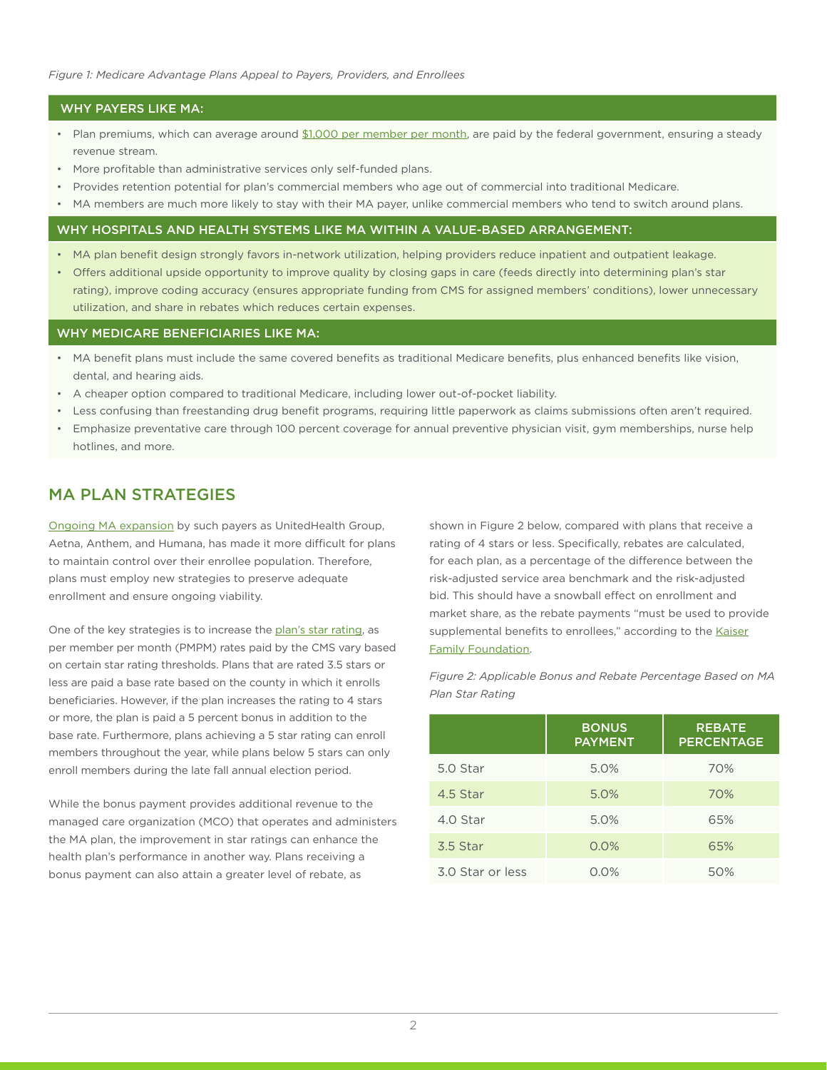*Figure 1: Medicare Advantage Plans Appeal to Payers, Providers, and Enrollees*

**WHY PAYERS LIKE MA:**

- Plan premiums, which can average around $1,000 per member per month, are paid by the federal government, ensuring a steady revenue stream.
- More profitable than administrative services only self-funded plans.
- Provides retention potential for plan's commercial members who age out of commercial into traditional Medicare.
- MA members are much more likely to stay with their MA payer, unlike commercial members who tend to switch around plans.

**WHY HOSPITALS AND HEALTH SYSTEMS LIKE MA WITHIN A VALUE-BASED ARRANGEMENT:**

- MA plan benefit design strongly favors in-network utilization, helping providers reduce inpatient and outpatient leakage.
- Offers additional upside opportunity to improve quality by closing gaps in care (feeds directly into determining plan's star rating), improve coding accuracy (ensures appropriate funding from CMS for assigned members' conditions), lower unnecessary utilization, and share in rebates which reduces certain expenses.

**WHY MEDICARE BENEFICIARIES LIKE MA:**

- MA benefit plans must include the same covered benefits as traditional Medicare benefits, plus enhanced benefits like vision, dental, and hearing aids.
- A cheaper option compared to traditional Medicare, including lower out-of-pocket liability.
- Less confusing than freestanding drug benefit programs, requiring little paperwork as claims submissions often aren't required.
- Emphasize preventative care through 100 percent coverage for annual preventive physician visit, gym memberships, nurse help hotlines, and more.

## MA PLAN STRATEGIES

Ongoing MA expansion by such payers as UnitedHealth Group, Aetna, Anthem, and Humana, has made it more difficult for plans to maintain control over their enrollee population. Therefore, plans must employ new strategies to preserve adequate enrollment and ensure ongoing viability.

One of the key strategies is to increase the plan's star rating, as per member per month (PMPM) rates paid by the CMS vary based on certain star rating thresholds. Plans that are rated 3.5 stars or less are paid a base rate based on the county in which it enrolls beneficiaries. However, if the plan increases the rating to 4 stars or more, the plan is paid a 5 percent bonus in addition to the base rate. Furthermore, plans achieving a 5 star rating can enroll members throughout the year, while plans below 5 stars can only enroll members during the late fall annual election period.

While the bonus payment provides additional revenue to the managed care organization (MCO) that operates and administers the MA plan, the improvement in star ratings can enhance the health plan's performance in another way. Plans receiving a bonus payment can also attain a greater level of rebate, as shown in Figure 2 below, compared with plans that receive a rating of 4 stars or less. Specifically, rebates are calculated, for each plan, as a percentage of the difference between the risk-adjusted service area benchmark and the risk-adjusted bid. This should have a snowball effect on enrollment and market share, as the rebate payments "must be used to provide supplemental benefits to enrollees," according to the Kaiser Family Foundation.

*Figure 2: Applicable Bonus and Rebate Percentage Based on MA Plan Star Rating*

| | BONUS PAYMENT | REBATE PERCENTAGE |
|---|---|---|
| 5.0 Star | 5.0% | 70% |
| 4.5 Star | 5.0% | 70% |
| 4.0 Star | 5.0% | 65% |
| 3.5 Star | 0.0% | 65% |
| 3.0 Star or less | 0.0% | 50% |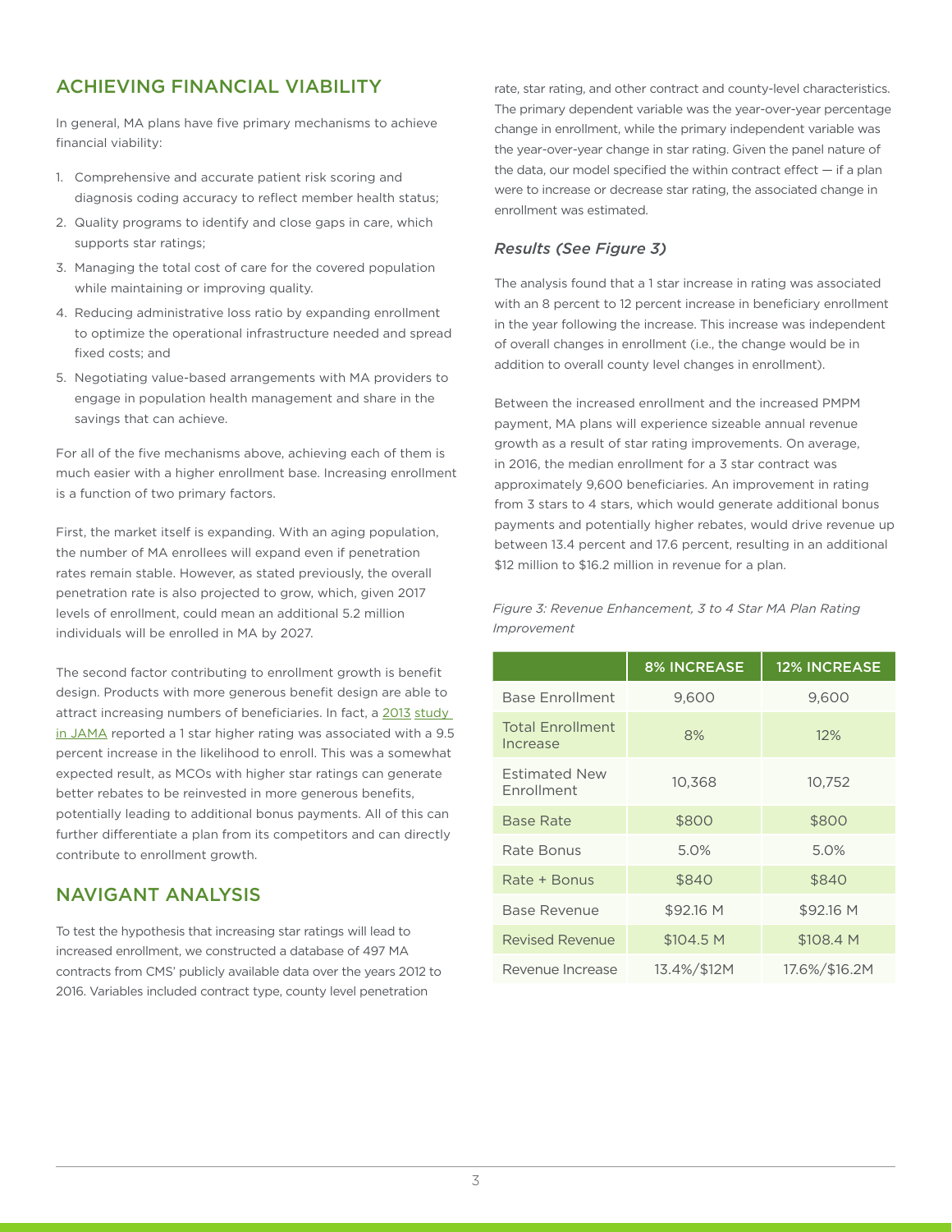## ACHIEVING FINANCIAL VIABILITY

In general, MA plans have five primary mechanisms to achieve financial viability:

1. Comprehensive and accurate patient risk scoring and diagnosis coding accuracy to reflect member health status;
2. Quality programs to identify and close gaps in care, which supports star ratings;
3. Managing the total cost of care for the covered population while maintaining or improving quality.
4. Reducing administrative loss ratio by expanding enrollment to optimize the operational infrastructure needed and spread fixed costs; and
5. Negotiating value-based arrangements with MA providers to engage in population health management and share in the savings that can achieve.

For all of the five mechanisms above, achieving each of them is much easier with a higher enrollment base. Increasing enrollment is a function of two primary factors.

First, the market itself is expanding. With an aging population, the number of MA enrollees will expand even if penetration rates remain stable. However, as stated previously, the overall penetration rate is also projected to grow, which, given 2017 levels of enrollment, could mean an additional 5.2 million individuals will be enrolled in MA by 2027.

The second factor contributing to enrollment growth is benefit design. Products with more generous benefit design are able to attract increasing numbers of beneficiaries. In fact, a 2013 study in JAMA reported a 1 star higher rating was associated with a 9.5 percent increase in the likelihood to enroll. This was a somewhat expected result, as MCOs with higher star ratings can generate better rebates to be reinvested in more generous benefits, potentially leading to additional bonus payments. All of this can further differentiate a plan from its competitors and can directly contribute to enrollment growth.

## NAVIGANT ANALYSIS

To test the hypothesis that increasing star ratings will lead to increased enrollment, we constructed a database of 497 MA contracts from CMS' publicly available data over the years 2012 to 2016. Variables included contract type, county level penetration rate, star rating, and other contract and county-level characteristics. The primary dependent variable was the year-over-year percentage change in enrollment, while the primary independent variable was the year-over-year change in star rating. Given the panel nature of the data, our model specified the within contract effect — if a plan were to increase or decrease star rating, the associated change in enrollment was estimated.

### *Results (See Figure 3)*

The analysis found that a 1 star increase in rating was associated with an 8 percent to 12 percent increase in beneficiary enrollment in the year following the increase. This increase was independent of overall changes in enrollment (i.e., the change would be in addition to overall county level changes in enrollment).

Between the increased enrollment and the increased PMPM payment, MA plans will experience sizeable annual revenue growth as a result of star rating improvements. On average, in 2016, the median enrollment for a 3 star contract was approximately 9,600 beneficiaries. An improvement in rating from 3 stars to 4 stars, which would generate additional bonus payments and potentially higher rebates, would drive revenue up between 13.4 percent and 17.6 percent, resulting in an additional $12 million to $16.2 million in revenue for a plan.

*Figure 3: Revenue Enhancement, 3 to 4 Star MA Plan Rating Improvement*

| | 8% INCREASE | 12% INCREASE |
|---|---|---|
| Base Enrollment | 9,600 | 9,600 |
| Total Enrollment Increase | 8% | 12% |
| Estimated New Enrollment | 10,368 | 10,752 |
| Base Rate | $800 | $800 |
| Rate Bonus | 5.0% | 5.0% |
| Rate + Bonus | $840 | $840 |
| Base Revenue | $92.16 M | $92.16 M |
| Revised Revenue | $104.5 M | $108.4 M |
| Revenue Increase | 13.4%/$12M | 17.6%/$16.2M |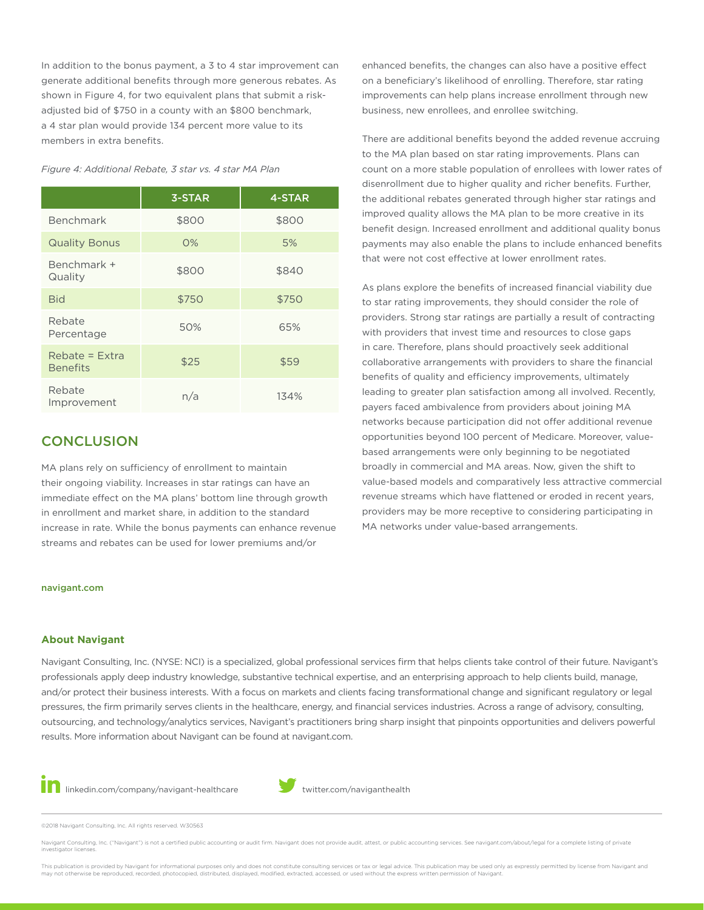In addition to the bonus payment, a 3 to 4 star improvement can generate additional benefits through more generous rebates. As shown in Figure 4, for two equivalent plans that submit a risk-adjusted bid of $750 in a county with an $800 benchmark, a 4 star plan would provide 134 percent more value to its members in extra benefits.

*Figure 4: Additional Rebate, 3 star vs. 4 star MA Plan*

| | 3-STAR | 4-STAR |
|---|---|---|
| Benchmark | $800 | $800 |
| Quality Bonus | 0% | 5% |
| Benchmark + Quality | $800 | $840 |
| Bid | $750 | $750 |
| Rebate Percentage | 50% | 65% |
| Rebate = Extra Benefits | $25 | $59 |
| Rebate Improvement | n/a | 134% |

## CONCLUSION

MA plans rely on sufficiency of enrollment to maintain their ongoing viability. Increases in star ratings can have an immediate effect on the MA plans' bottom line through growth in enrollment and market share, in addition to the standard increase in rate. While the bonus payments can enhance revenue streams and rebates can be used for lower premiums and/or enhanced benefits, the changes can also have a positive effect on a beneficiary's likelihood of enrolling. Therefore, star rating improvements can help plans increase enrollment through new business, new enrollees, and enrollee switching.

There are additional benefits beyond the added revenue accruing to the MA plan based on star rating improvements. Plans can count on a more stable population of enrollees with lower rates of disenrollment due to higher quality and richer benefits. Further, the additional rebates generated through higher star ratings and improved quality allows the MA plan to be more creative in its benefit design. Increased enrollment and additional quality bonus payments may also enable the plans to include enhanced benefits that were not cost effective at lower enrollment rates.

As plans explore the benefits of increased financial viability due to star rating improvements, they should consider the role of providers. Strong star ratings are partially a result of contracting with providers that invest time and resources to close gaps in care. Therefore, plans should proactively seek additional collaborative arrangements with providers to share the financial benefits of quality and efficiency improvements, ultimately leading to greater plan satisfaction among all involved. Recently, payers faced ambivalence from providers about joining MA networks because participation did not offer additional revenue opportunities beyond 100 percent of Medicare. Moreover, value-based arrangements were only beginning to be negotiated broadly in commercial and MA areas. Now, given the shift to value-based models and comparatively less attractive commercial revenue streams which have flattened or eroded in recent years, providers may be more receptive to considering participating in MA networks under value-based arrangements.

**navigant.com**

**About Navigant**

Navigant Consulting, Inc. (NYSE: NCI) is a specialized, global professional services firm that helps clients take control of their future. Navigant's professionals apply deep industry knowledge, substantive technical expertise, and an enterprising approach to help clients build, manage, and/or protect their business interests. With a focus on markets and clients facing transformational change and significant regulatory or legal pressures, the firm primarily serves clients in the healthcare, energy, and financial services industries. Across a range of advisory, consulting, outsourcing, and technology/analytics services, Navigant's practitioners bring sharp insight that pinpoints opportunities and delivers powerful results. More information about Navigant can be found at navigant.com.

linkedin.com/company/navigant-healthcare

twitter.com/naviganthealth

©2018 Navigant Consulting, Inc. All rights reserved. W30563

Navigant Consulting, Inc. ("Navigant") is not a certified public accounting or audit firm. Navigant does not provide audit, attest, or public accounting services. See navigant.com/about/legal for a complete listing of private investigator licenses.

This publication is provided by Navigant for informational purposes only and does not constitute consulting services or tax or legal advice. This publication may be used only as expressly permitted by license from Navigant and may not otherwise be reproduced, recorded, photocopied, distributed, displayed, modified, extracted, accessed, or used without the express written permission of Navigant.